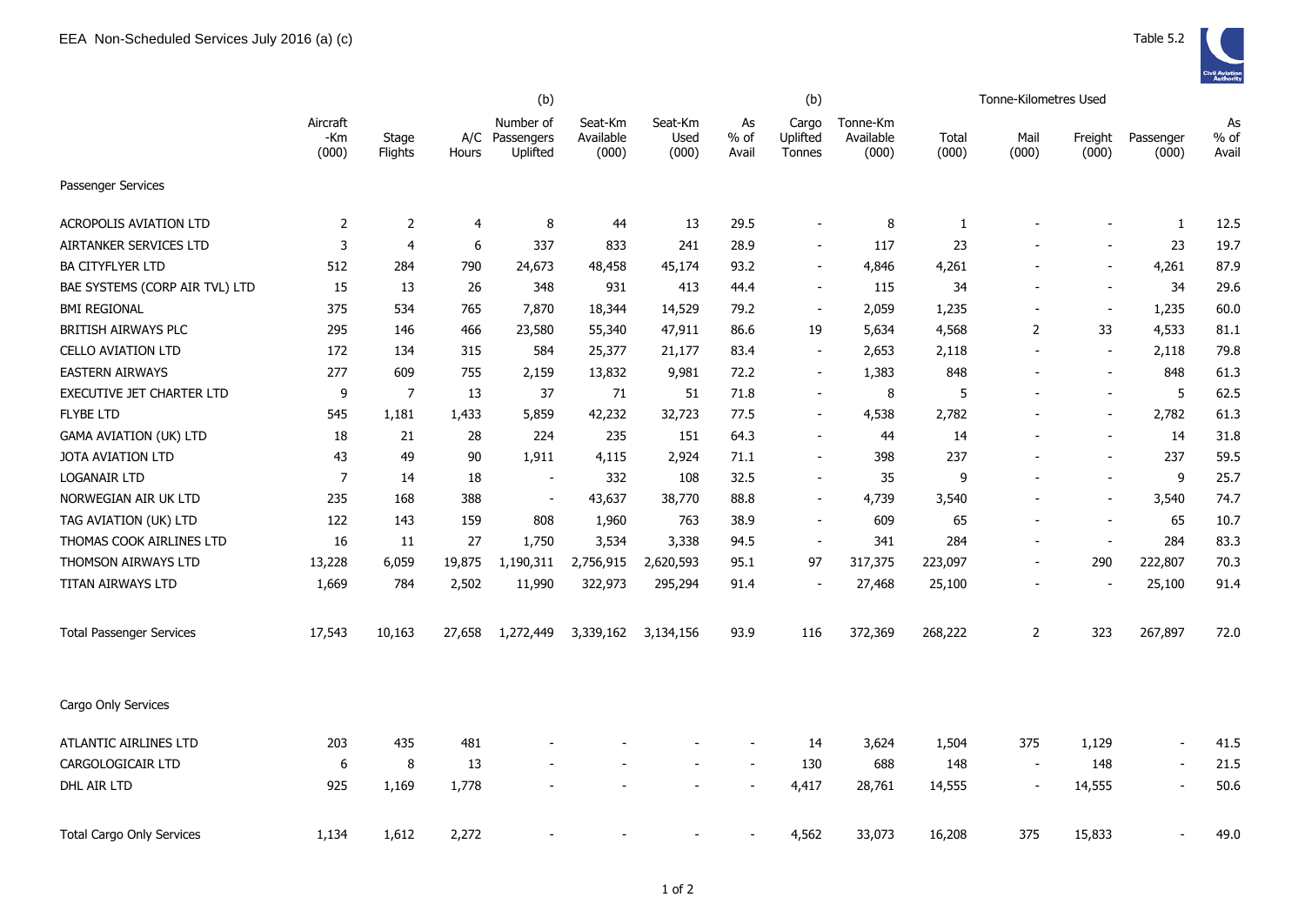EEA Non-Scheduled Services July 2016 (a) (c)

Table 5.2

| | Aircraft -Km (000) | Stage Flights | A/C Hours | (b) Number of Passengers Uplifted | Seat-Km Available (000) | Seat-Km Used (000) | As % of Avail | (b) Cargo Uplifted Tonnes | Tonne-Km Available (000) | Tonne-Kilometres Used Total (000) | Mail (000) | Freight (000) | Passenger (000) | As % of Avail |
|---|---|---|---|---|---|---|---|---|---|---|---|---|---|---|
| Passenger Services | | | | | | | | | | | | | | |
| ACROPOLIS AVIATION LTD | 2 | 2 | 4 | 8 | 44 | 13 | 29.5 | - | 8 | 1 | - | - | 1 | 12.5 |
| AIRTANKER SERVICES LTD | 3 | 4 | 6 | 337 | 833 | 241 | 28.9 | - | 117 | 23 | - | - | 23 | 19.7 |
| BA CITYFLYER LTD | 512 | 284 | 790 | 24,673 | 48,458 | 45,174 | 93.2 | - | 4,846 | 4,261 | - | - | 4,261 | 87.9 |
| BAE SYSTEMS (CORP AIR TVL) LTD | 15 | 13 | 26 | 348 | 931 | 413 | 44.4 | - | 115 | 34 | - | - | 34 | 29.6 |
| BMI REGIONAL | 375 | 534 | 765 | 7,870 | 18,344 | 14,529 | 79.2 | - | 2,059 | 1,235 | - | - | 1,235 | 60.0 |
| BRITISH AIRWAYS PLC | 295 | 146 | 466 | 23,580 | 55,340 | 47,911 | 86.6 | 19 | 5,634 | 4,568 | 2 | 33 | 4,533 | 81.1 |
| CELLO AVIATION LTD | 172 | 134 | 315 | 584 | 25,377 | 21,177 | 83.4 | - | 2,653 | 2,118 | - | - | 2,118 | 79.8 |
| EASTERN AIRWAYS | 277 | 609 | 755 | 2,159 | 13,832 | 9,981 | 72.2 | - | 1,383 | 848 | - | - | 848 | 61.3 |
| EXECUTIVE JET CHARTER LTD | 9 | 7 | 13 | 37 | 71 | 51 | 71.8 | - | 8 | 5 | - | - | 5 | 62.5 |
| FLYBE LTD | 545 | 1,181 | 1,433 | 5,859 | 42,232 | 32,723 | 77.5 | - | 4,538 | 2,782 | - | - | 2,782 | 61.3 |
| GAMA AVIATION (UK) LTD | 18 | 21 | 28 | 224 | 235 | 151 | 64.3 | - | 44 | 14 | - | - | 14 | 31.8 |
| JOTA AVIATION LTD | 43 | 49 | 90 | 1,911 | 4,115 | 2,924 | 71.1 | - | 398 | 237 | - | - | 237 | 59.5 |
| LOGANAIR LTD | 7 | 14 | 18 | - | 332 | 108 | 32.5 | - | 35 | 9 | - | - | 9 | 25.7 |
| NORWEGIAN AIR UK LTD | 235 | 168 | 388 | - | 43,637 | 38,770 | 88.8 | - | 4,739 | 3,540 | - | - | 3,540 | 74.7 |
| TAG AVIATION (UK) LTD | 122 | 143 | 159 | 808 | 1,960 | 763 | 38.9 | - | 609 | 65 | - | - | 65 | 10.7 |
| THOMAS COOK AIRLINES LTD | 16 | 11 | 27 | 1,750 | 3,534 | 3,338 | 94.5 | - | 341 | 284 | - | - | 284 | 83.3 |
| THOMSON AIRWAYS LTD | 13,228 | 6,059 | 19,875 | 1,190,311 | 2,756,915 | 2,620,593 | 95.1 | 97 | 317,375 | 223,097 | - | 290 | 222,807 | 70.3 |
| TITAN AIRWAYS LTD | 1,669 | 784 | 2,502 | 11,990 | 322,973 | 295,294 | 91.4 | - | 27,468 | 25,100 | - | - | 25,100 | 91.4 |
| Total Passenger Services | 17,543 | 10,163 | 27,658 | 1,272,449 | 3,339,162 | 3,134,156 | 93.9 | 116 | 372,369 | 268,222 | 2 | 323 | 267,897 | 72.0 |
| Cargo Only Services | | | | | | | | | | | | | | |
| ATLANTIC AIRLINES LTD | 203 | 435 | 481 | - | - | - | - | 14 | 3,624 | 1,504 | 375 | 1,129 | - | 41.5 |
| CARGOLOGICAIR LTD | 6 | 8 | 13 | - | - | - | - | 130 | 688 | 148 | - | 148 | - | 21.5 |
| DHL AIR LTD | 925 | 1,169 | 1,778 | - | - | - | - | 4,417 | 28,761 | 14,555 | - | 14,555 | - | 50.6 |
| Total Cargo Only Services | 1,134 | 1,612 | 2,272 | - | - | - | - | 4,562 | 33,073 | 16,208 | 375 | 15,833 | - | 49.0 |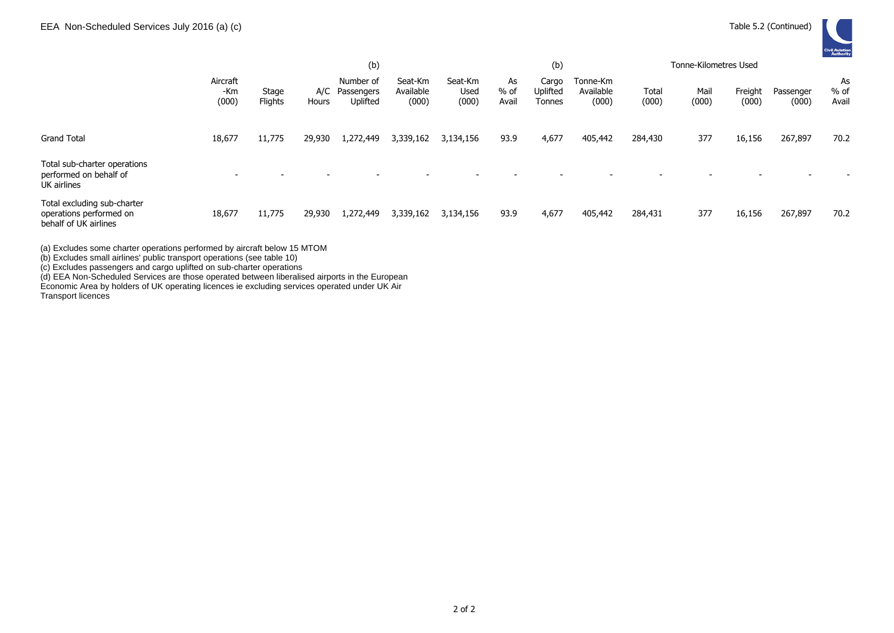EEA Non-Scheduled Services July 2016 (a) (c)

Table 5.2 (Continued)

| | Aircraft -Km (000) | Stage Flights | A/C Hours | (b) Number of Passengers Uplifted | Seat-Km Available (000) | Seat-Km Used (000) | As % of Avail | (b) Cargo Uplifted Tonnes | Tonne-Km Available (000) | Tonne-Kilometres Used Total (000) | Mail (000) | Freight (000) | Passenger (000) | As % of Avail |
|---|---|---|---|---|---|---|---|---|---|---|---|---|---|---|
| Grand Total | 18,677 | 11,775 | 29,930 | 1,272,449 | 3,339,162 | 3,134,156 | 93.9 | 4,677 | 405,442 | 284,430 | 377 | 16,156 | 267,897 | 70.2 |
| Total sub-charter operations performed on behalf of UK airlines | - | - | - | - | - | - | - | - | - | - | - | - | - | - |
| Total excluding sub-charter operations performed on behalf of UK airlines | 18,677 | 11,775 | 29,930 | 1,272,449 | 3,339,162 | 3,134,156 | 93.9 | 4,677 | 405,442 | 284,431 | 377 | 16,156 | 267,897 | 70.2 |

(a) Excludes some charter operations performed by aircraft below 15 MTOM
(b) Excludes small airlines' public transport operations (see table 10)
(c) Excludes passengers and cargo uplifted on sub-charter operations
(d) EEA Non-Scheduled Services are those operated between liberalised airports in the European Economic Area by holders of UK operating licences ie excluding services operated under UK Air Transport licences